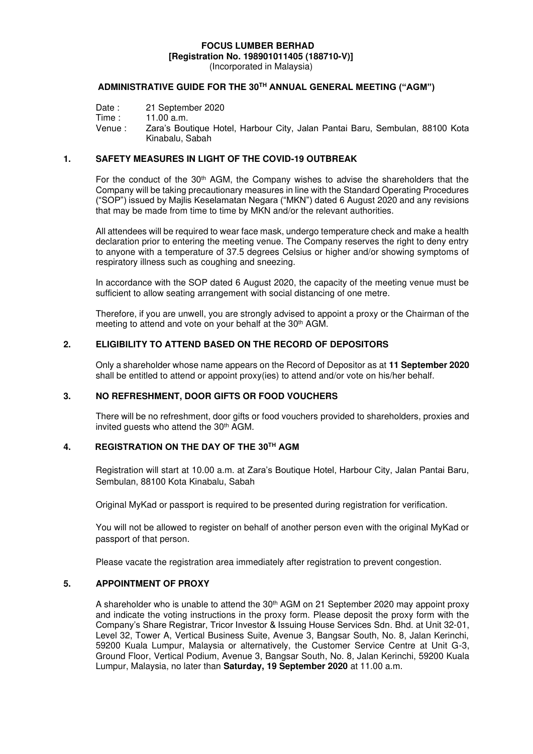**FOCUS LUMBER BERHAD**
**[Registration No. 198901011405 (188710-V)]**
(Incorporated in Malaysia)

# ADMINISTRATIVE GUIDE FOR THE 30TH ANNUAL GENERAL MEETING ("AGM")

Date : 21 September 2020
Time : 11.00 a.m.
Venue : Zara's Boutique Hotel, Harbour City, Jalan Pantai Baru, Sembulan, 88100 Kota Kinabalu, Sabah

## 1. SAFETY MEASURES IN LIGHT OF THE COVID-19 OUTBREAK

For the conduct of the 30th AGM, the Company wishes to advise the shareholders that the Company will be taking precautionary measures in line with the Standard Operating Procedures ("SOP") issued by Majlis Keselamatan Negara ("MKN") dated 6 August 2020 and any revisions that may be made from time to time by MKN and/or the relevant authorities.

All attendees will be required to wear face mask, undergo temperature check and make a health declaration prior to entering the meeting venue. The Company reserves the right to deny entry to anyone with a temperature of 37.5 degrees Celsius or higher and/or showing symptoms of respiratory illness such as coughing and sneezing.

In accordance with the SOP dated 6 August 2020, the capacity of the meeting venue must be sufficient to allow seating arrangement with social distancing of one metre.

Therefore, if you are unwell, you are strongly advised to appoint a proxy or the Chairman of the meeting to attend and vote on your behalf at the 30th AGM.

## 2. ELIGIBILITY TO ATTEND BASED ON THE RECORD OF DEPOSITORS

Only a shareholder whose name appears on the Record of Depositor as at **11 September 2020** shall be entitled to attend or appoint proxy(ies) to attend and/or vote on his/her behalf.

## 3. NO REFRESHMENT, DOOR GIFTS OR FOOD VOUCHERS

There will be no refreshment, door gifts or food vouchers provided to shareholders, proxies and invited guests who attend the 30th AGM.

## 4. REGISTRATION ON THE DAY OF THE 30TH AGM

Registration will start at 10.00 a.m. at Zara's Boutique Hotel, Harbour City, Jalan Pantai Baru, Sembulan, 88100 Kota Kinabalu, Sabah

Original MyKad or passport is required to be presented during registration for verification.

You will not be allowed to register on behalf of another person even with the original MyKad or passport of that person.

Please vacate the registration area immediately after registration to prevent congestion.

## 5. APPOINTMENT OF PROXY

A shareholder who is unable to attend the 30th AGM on 21 September 2020 may appoint proxy and indicate the voting instructions in the proxy form. Please deposit the proxy form with the Company's Share Registrar, Tricor Investor & Issuing House Services Sdn. Bhd. at Unit 32-01, Level 32, Tower A, Vertical Business Suite, Avenue 3, Bangsar South, No. 8, Jalan Kerinchi, 59200 Kuala Lumpur, Malaysia or alternatively, the Customer Service Centre at Unit G-3, Ground Floor, Vertical Podium, Avenue 3, Bangsar South, No. 8, Jalan Kerinchi, 59200 Kuala Lumpur, Malaysia, no later than **Saturday, 19 September 2020** at 11.00 a.m.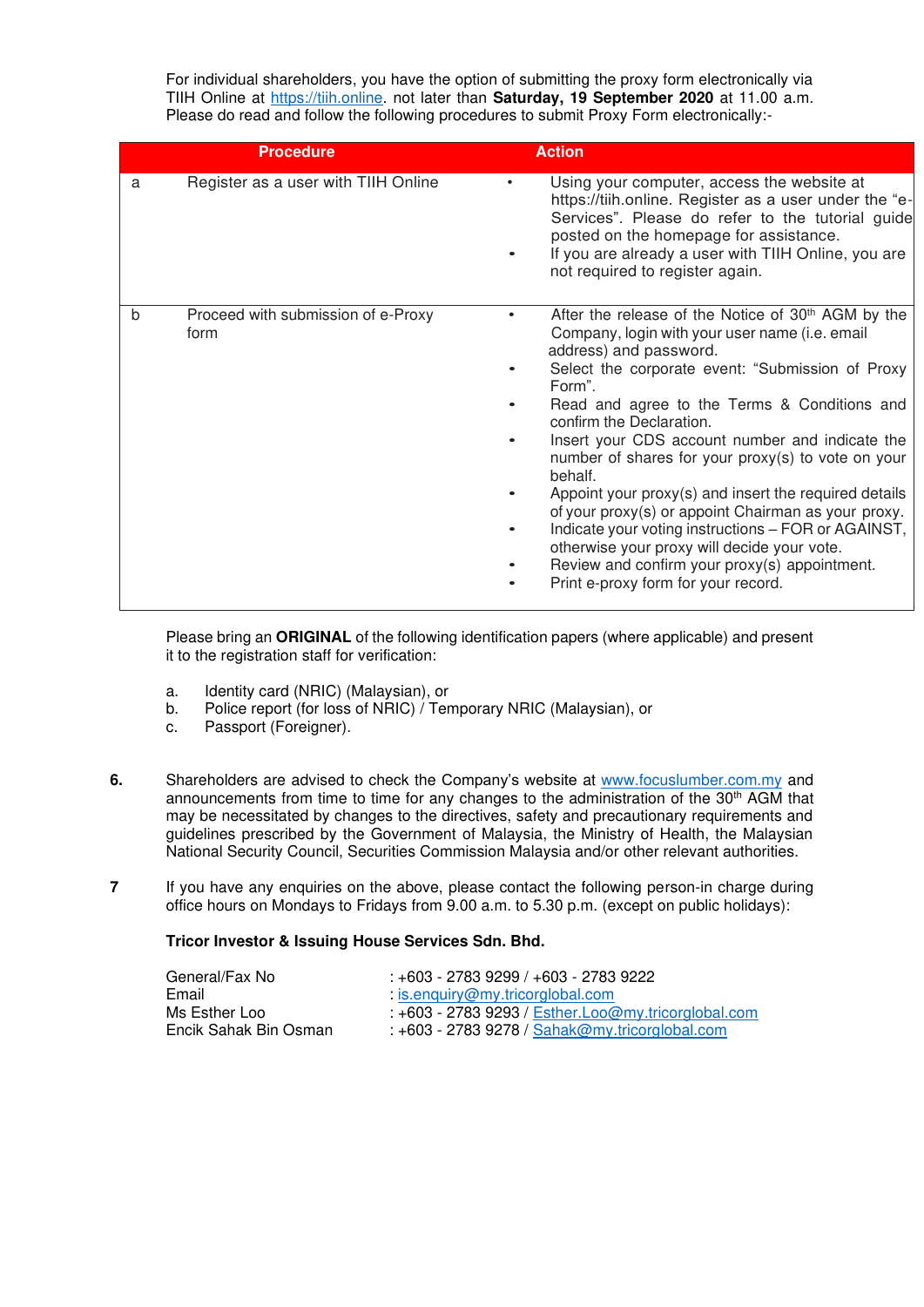For individual shareholders, you have the option of submitting the proxy form electronically via TIIH Online at https://tiih.online. not later than **Saturday, 19 September 2020** at 11.00 a.m. Please do read and follow the following procedures to submit Proxy Form electronically:-

| | Procedure | Action |
|---|---|---|
| a | Register as a user with TIIH Online | • Using your computer, access the website at https://tiih.online. Register as a user under the "e-Services". Please do refer to the tutorial guide posted on the homepage for assistance.<br>• If you are already a user with TIIH Online, you are not required to register again. |
| b | Proceed with submission of e-Proxy form | • After the release of the Notice of 30th AGM by the Company, login with your user name (i.e. email address) and password.<br>• Select the corporate event: "Submission of Proxy Form".<br>• Read and agree to the Terms & Conditions and confirm the Declaration.<br>• Insert your CDS account number and indicate the number of shares for your proxy(s) to vote on your behalf.<br>• Appoint your proxy(s) and insert the required details of your proxy(s) or appoint Chairman as your proxy.<br>• Indicate your voting instructions – FOR or AGAINST, otherwise your proxy will decide your vote.<br>• Review and confirm your proxy(s) appointment.<br>• Print e-proxy form for your record. |

Please bring an **ORIGINAL** of the following identification papers (where applicable) and present it to the registration staff for verification:

a. Identity card (NRIC) (Malaysian), or
b. Police report (for loss of NRIC) / Temporary NRIC (Malaysian), or
c. Passport (Foreigner).

**6.** Shareholders are advised to check the Company's website at www.focuslumber.com.my and announcements from time to time for any changes to the administration of the 30th AGM that may be necessitated by changes to the directives, safety and precautionary requirements and guidelines prescribed by the Government of Malaysia, the Ministry of Health, the Malaysian National Security Council, Securities Commission Malaysia and/or other relevant authorities.

**7** If you have any enquiries on the above, please contact the following person-in charge during office hours on Mondays to Fridays from 9.00 a.m. to 5.30 p.m. (except on public holidays):

**Tricor Investor & Issuing House Services Sdn. Bhd.**

| | |
|---|---|
| General/Fax No | : +603 - 2783 9299 / +603 - 2783 9222 |
| Email | : is.enquiry@my.tricorglobal.com |
| Ms Esther Loo | : +603 - 2783 9293 / Esther.Loo@my.tricorglobal.com |
| Encik Sahak Bin Osman | : +603 - 2783 9278 / Sahak@my.tricorglobal.com |